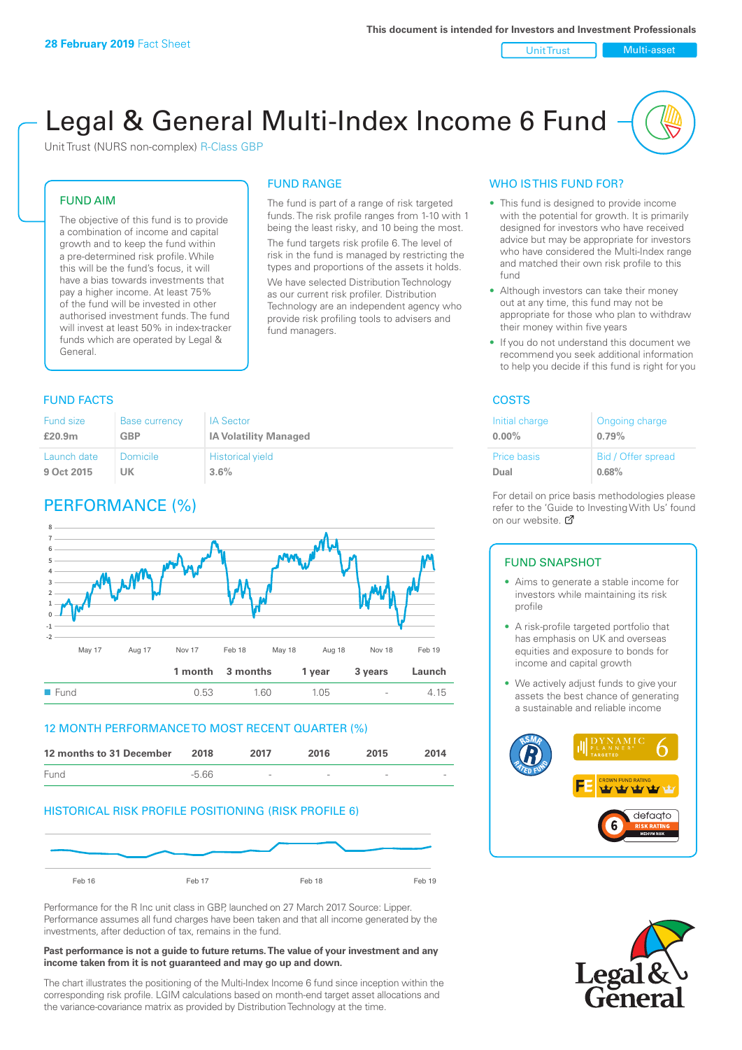**28 February 2019** Fact Sheet

This document is intended for Investors and Investment Professionals

Unit Trust | Multi-asset

# Legal & General Multi-Index Income 6 Fund

Unit Trust (NURS non-complex) R-Class GBP

## FUND AIM

The objective of this fund is to provide a combination of income and capital growth and to keep the fund within a pre-determined risk profile. While this will be the fund's focus, it will have a bias towards investments that pay a higher income. At least 75% of the fund will be invested in other authorised investment funds. The fund will invest at least 50% in index-tracker funds which are operated by Legal & General.

## FUND RANGE

The fund is part of a range of risk targeted funds. The risk profile ranges from 1-10 with 1 being the least risky, and 10 being the most.

The fund targets risk profile 6. The level of risk in the fund is managed by restricting the types and proportions of the assets it holds. We have selected Distribution Technology as our current risk profiler. Distribution Technology are an independent agency who provide risk profiling tools to advisers and fund managers.

## WHO IS THIS FUND FOR?

- This fund is designed to provide income with the potential for growth. It is primarily designed for investors who have received advice but may be appropriate for investors who have considered the Multi-Index range and matched their own risk profile to this fund
- Although investors can take their money out at any time, this fund may not be appropriate for those who plan to withdraw their money within five years
- If you do not understand this document we recommend you seek additional information to help you decide if this fund is right for you

## FUND FACTS

| Fund size | Base currency | IA Sector |
|---|---|---|
| **£20.9m** | **GBP** | **IA Volatility Managed** |
| **Launch date** | **Domicile** | **Historical yield** |
| **9 Oct 2015** | **UK** | **3.6%** |

## COSTS

| Initial charge | Ongoing charge |
|---|---|
| **0.00%** | **0.79%** |
| **Price basis** | **Bid / Offer spread** |
| **Dual** | **0.68%** |

For detail on price basis methodologies please refer to the 'Guide to Investing With Us' found on our website.

## PERFORMANCE (%)

| | 1 month | 3 months | 1 year | 3 years | Launch |
|---|---|---|---|---|---|
| Fund | 0.53 | 1.60 | 1.05 | - | 4.15 |

## 12 MONTH PERFORMANCE TO MOST RECENT QUARTER (%)

| 12 months to 31 December | 2018 | 2017 | 2016 | 2015 | 2014 |
|---|---|---|---|---|---|
| Fund | -5.66 | - | - | - | - |

## HISTORICAL RISK PROFILE POSITIONING (RISK PROFILE 6)

Performance for the R Inc unit class in GBP, launched on 27 March 2017. Source: Lipper. Performance assumes all fund charges have been taken and that all income generated by the investments, after deduction of tax, remains in the fund.

**Past performance is not a guide to future returns. The value of your investment and any income taken from it is not guaranteed and may go up and down.**

The chart illustrates the positioning of the Multi-Index Income 6 fund since inception within the corresponding risk profile. LGIM calculations based on month-end target asset allocations and the variance-covariance matrix as provided by Distribution Technology at the time.

## FUND SNAPSHOT

- Aims to generate a stable income for investors while maintaining its risk profile
- A risk-profile targeted portfolio that has emphasis on UK and overseas equities and exposure to bonds for income and capital growth
- We actively adjust funds to give your assets the best chance of generating a sustainable and reliable income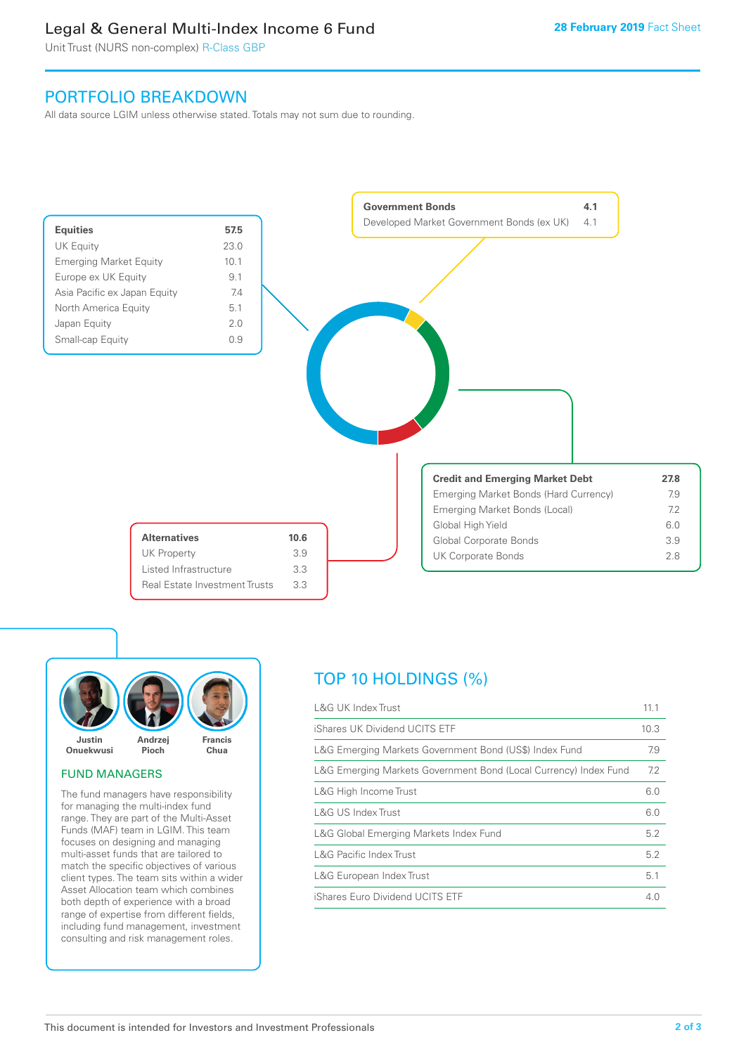# Legal & General Multi-Index Income 6 Fund

Unit Trust (NURS non-complex) R-Class GBP

**28 February 2019** Fact Sheet

## PORTFOLIO BREAKDOWN

All data source LGIM unless otherwise stated. Totals may not sum due to rounding.

| Equities | 57.5 |
|---|---|
| UK Equity | 23.0 |
| Emerging Market Equity | 10.1 |
| Europe ex UK Equity | 9.1 |
| Asia Pacific ex Japan Equity | 7.4 |
| North America Equity | 5.1 |
| Japan Equity | 2.0 |
| Small-cap Equity | 0.9 |

| Government Bonds | 4.1 |
|---|---|
| Developed Market Government Bonds (ex UK) | 4.1 |

| Credit and Emerging Market Debt | 27.8 |
|---|---|
| Emerging Market Bonds (Hard Currency) | 7.9 |
| Emerging Market Bonds (Local) | 7.2 |
| Global High Yield | 6.0 |
| Global Corporate Bonds | 3.9 |
| UK Corporate Bonds | 2.8 |

| Alternatives | 10.6 |
|---|---|
| UK Property | 3.9 |
| Listed Infrastructure | 3.3 |
| Real Estate Investment Trusts | 3.3 |

Justin Onuekwusi, Andrzej Pioch, Francis Chua

## FUND MANAGERS

The fund managers have responsibility for managing the multi-index fund range. They are part of the Multi-Asset Funds (MAF) team in LGIM. This team focuses on designing and managing multi-asset funds that are tailored to match the specific objectives of various client types. The team sits within a wider Asset Allocation team which combines both depth of experience with a broad range of expertise from different fields, including fund management, investment consulting and risk management roles.

## TOP 10 HOLDINGS (%)

| Holding | % |
|---|---|
| L&G UK Index Trust | 11.1 |
| iShares UK Dividend UCITS ETF | 10.3 |
| L&G Emerging Markets Government Bond (US$) Index Fund | 7.9 |
| L&G Emerging Markets Government Bond (Local Currency) Index Fund | 7.2 |
| L&G High Income Trust | 6.0 |
| L&G US Index Trust | 6.0 |
| L&G Global Emerging Markets Index Fund | 5.2 |
| L&G Pacific Index Trust | 5.2 |
| L&G European Index Trust | 5.1 |
| iShares Euro Dividend UCITS ETF | 4.0 |

This document is intended for Investors and Investment Professionals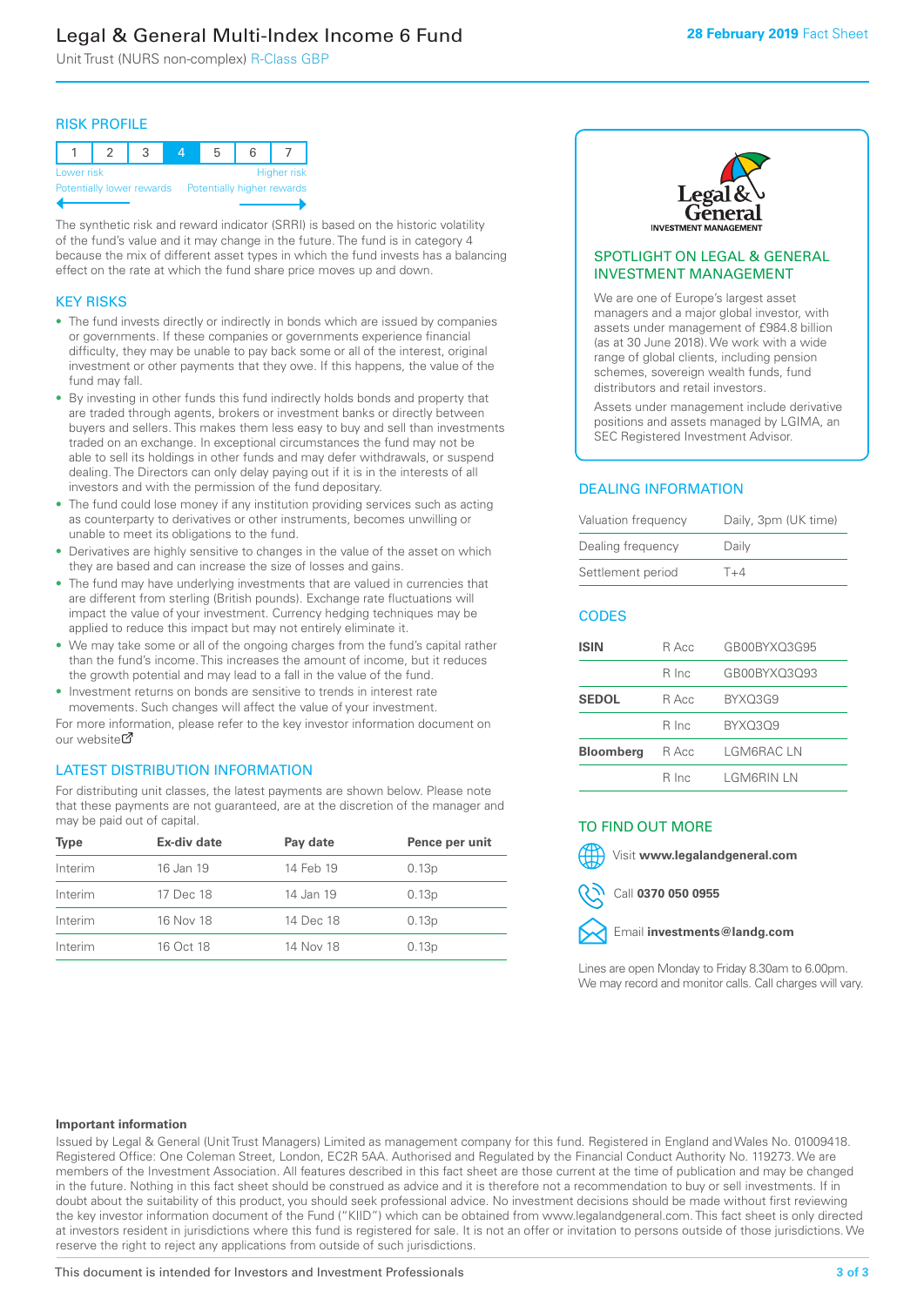# Legal & General Multi-Index Income 6 Fund

Unit Trust (NURS non-complex) R-Class GBP

**28 February 2019** Fact Sheet

## RISK PROFILE

| 1 | 2 | 3 | 4 | 5 | 6 | 7 |
|---|---|---|---|---|---|---|

Lower risk — Higher risk

Potentially lower rewards — Potentially higher rewards

The synthetic risk and reward indicator (SRRI) is based on the historic volatility of the fund's value and it may change in the future. The fund is in category 4 because the mix of different asset types in which the fund invests has a balancing effect on the rate at which the fund share price moves up and down.

## KEY RISKS

- The fund invests directly or indirectly in bonds which are issued by companies or governments. If these companies or governments experience financial difficulty, they may be unable to pay back some or all of the interest, original investment or other payments that they owe. If this happens, the value of the fund may fall.
- By investing in other funds this fund indirectly holds bonds and property that are traded through agents, brokers or investment banks or directly between buyers and sellers. This makes them less easy to buy and sell than investments traded on an exchange. In exceptional circumstances the fund may not be able to sell its holdings in other funds and may defer withdrawals, or suspend dealing. The Directors can only delay paying out if it is in the interests of all investors and with the permission of the fund depositary.
- The fund could lose money if any institution providing services such as acting as counterparty to derivatives or other instruments, becomes unwilling or unable to meet its obligations to the fund.
- Derivatives are highly sensitive to changes in the value of the asset on which they are based and can increase the size of losses and gains.
- The fund may have underlying investments that are valued in currencies that are different from sterling (British pounds). Exchange rate fluctuations will impact the value of your investment. Currency hedging techniques may be applied to reduce this impact but may not entirely eliminate it.
- We may take some or all of the ongoing charges from the fund's capital rather than the fund's income. This increases the amount of income, but it reduces the growth potential and may lead to a fall in the value of the fund.
- Investment returns on bonds are sensitive to trends in interest rate movements. Such changes will affect the value of your investment.

For more information, please refer to the key investor information document on our website

## LATEST DISTRIBUTION INFORMATION

For distributing unit classes, the latest payments are shown below. Please note that these payments are not guaranteed, are at the discretion of the manager and may be paid out of capital.

| Type | Ex-div date | Pay date | Pence per unit |
|---|---|---|---|
| Interim | 16 Jan 19 | 14 Feb 19 | 0.13p |
| Interim | 17 Dec 18 | 14 Jan 19 | 0.13p |
| Interim | 16 Nov 18 | 14 Dec 18 | 0.13p |
| Interim | 16 Oct 18 | 14 Nov 18 | 0.13p |

## SPOTLIGHT ON LEGAL & GENERAL INVESTMENT MANAGEMENT

We are one of Europe's largest asset managers and a major global investor, with assets under management of £984.8 billion (as at 30 June 2018). We work with a wide range of global clients, including pension schemes, sovereign wealth funds, fund distributors and retail investors.

Assets under management include derivative positions and assets managed by LGIMA, an SEC Registered Investment Advisor.

## DEALING INFORMATION

| | |
|---|---|
| Valuation frequency | Daily, 3pm (UK time) |
| Dealing frequency | Daily |
| Settlement period | T+4 |

## CODES

| | | |
|---|---|---|
| **ISIN** | R Acc | GB00BYXQ3G95 |
| | R Inc | GB00BYXQ3Q93 |
| **SEDOL** | R Acc | BYXQ3G9 |
| | R Inc | BYXQ3Q9 |
| **Bloomberg** | R Acc | LGM6RAC LN |
| | R Inc | LGM6RIN LN |

## TO FIND OUT MORE

Visit **www.legalandgeneral.com**

Call **0370 050 0955**

Email **investments@landg.com**

Lines are open Monday to Friday 8.30am to 6.00pm. We may record and monitor calls. Call charges will vary.

**Important information**

Issued by Legal & General (Unit Trust Managers) Limited as management company for this fund. Registered in England and Wales No. 01009418. Registered Office: One Coleman Street, London, EC2R 5AA. Authorised and Regulated by the Financial Conduct Authority No. 119273. We are members of the Investment Association. All features described in this fact sheet are those current at the time of publication and may be changed in the future. Nothing in this fact sheet should be construed as advice and it is therefore not a recommendation to buy or sell investments. If in doubt about the suitability of this product, you should seek professional advice. No investment decisions should be made without first reviewing the key investor information document of the Fund ("KIID") which can be obtained from www.legalandgeneral.com. This fact sheet is only directed at investors resident in jurisdictions where this fund is registered for sale. It is not an offer or invitation to persons outside of those jurisdictions. We reserve the right to reject any applications from outside of such jurisdictions.

This document is intended for Investors and Investment Professionals